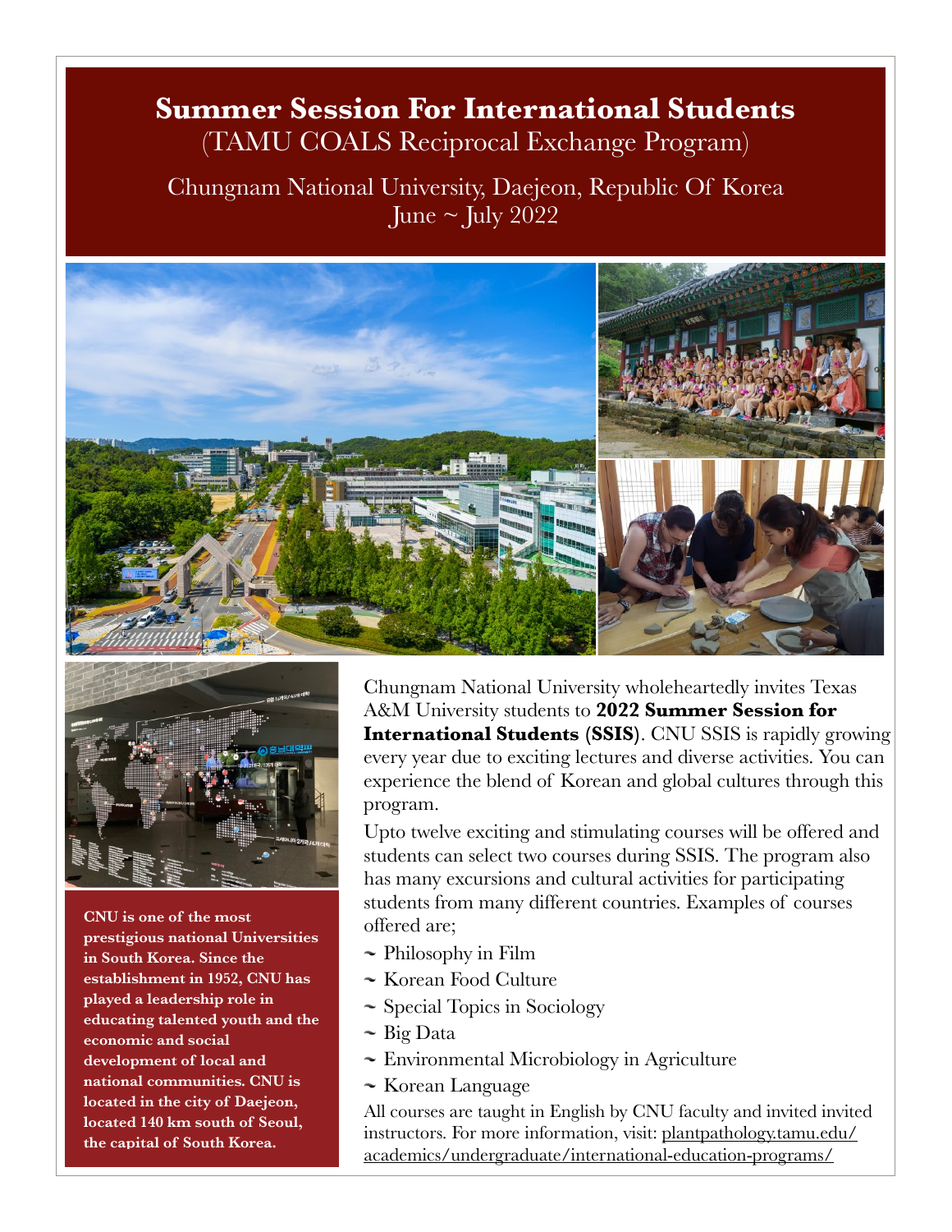# Summer Session For International Students

(TAMU COALS Reciprocal Exchange Program)

Chungnam National University, Daejeon, Republic Of Korea

June ~ July 2022

**CNU is one of the most prestigious national Universities in South Korea. Since the establishment in 1952, CNU has played a leadership role in educating talented youth and the economic and social development of local and national communities. CNU is located in the city of Daejeon, located 140 km south of Seoul, the capital of South Korea.**

Chungnam National University wholeheartedly invites Texas A&M University students to **2022 Summer Session for International Students (SSIS)**. CNU SSIS is rapidly growing every year due to exciting lectures and diverse activities. You can experience the blend of Korean and global cultures through this program.

Upto twelve exciting and stimulating courses will be offered and students can select two courses during SSIS. The program also has many excursions and cultural activities for participating students from many different countries. Examples of courses offered are;

- Philosophy in Film
- Korean Food Culture
- Special Topics in Sociology
- Big Data
- Environmental Microbiology in Agriculture
- Korean Language

All courses are taught in English by CNU faculty and invited invited instructors. For more information, visit: plantpathology.tamu.edu/academics/undergraduate/international-education-programs/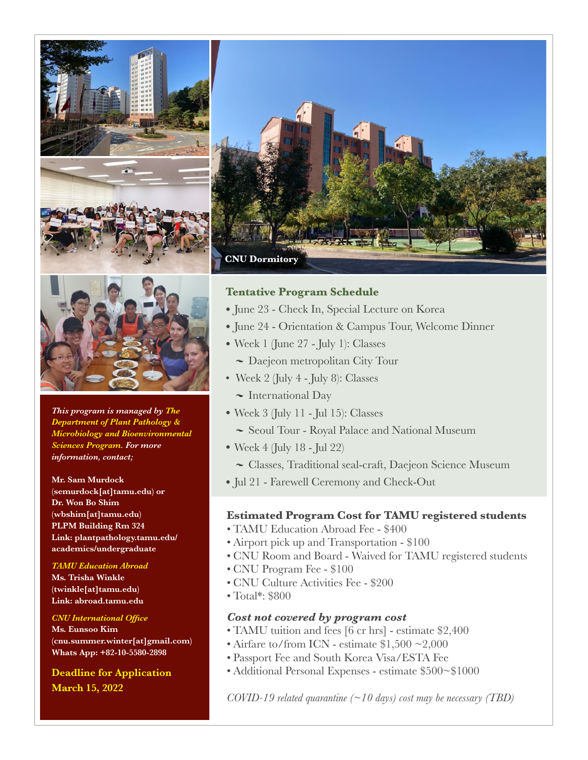CNU Dormitory

### Tentative Program Schedule

- June 23 - Check In, Special Lecture on Korea
- June 24 - Orientation & Campus Tour, Welcome Dinner
- Week 1 (June 27 - July 1): Classes
  - Daejeon metropolitan City Tour
- Week 2 (July 4 - July 8): Classes
  - International Day
- Week 3 (July 11 - Jul 15): Classes
  - Seoul Tour - Royal Palace and National Museum
- Week 4 (July 18 - Jul 22)
  - Classes, Traditional seal-craft, Daejeon Science Museum
- Jul 21 - Farewell Ceremony and Check-Out

***This program is managed by The Department of Plant Pathology & Microbiology and Bioenvironmental Sciences Program. For more information, contact;***

**Mr. Sam Murdock (semurdock[at]tamu.edu) or Dr. Won Bo Shim (wbshim[at]tamu.edu)**
**PLPM Building Rm 324**
**Link: plantpathology.tamu.edu/academics/undergraduate**

***TAMU Education Abroad***
**Ms. Trisha Winkle (twinkle[at]tamu.edu)**
**Link: abroad.tamu.edu**

***CNU International Office***
**Ms. Eunsoo Kim (cnu.summer.winter[at]gmail.com)**
**Whats App: +82-10-5580-2898**

**Deadline for Application**
**March 15, 2022**

### Estimated Program Cost for TAMU registered students

- TAMU Education Abroad Fee - $400
- Airport pick up and Transportation - $100
- CNU Room and Board - Waived for TAMU registered students
- CNU Program Fee - $100
- CNU Culture Activities Fee - $200
- Total*: $800

***Cost not covered by program cost***

- TAMU tuition and fees [6 cr hrs] - estimate $2,400
- Airfare to/from ICN - estimate $1,500 ~2,000
- Passport Fee and South Korea Visa/ESTA Fee
- Additional Personal Expenses - estimate $500~$1000

*COVID-19 related quarantine (~10 days) cost may be necessary (TBD)*